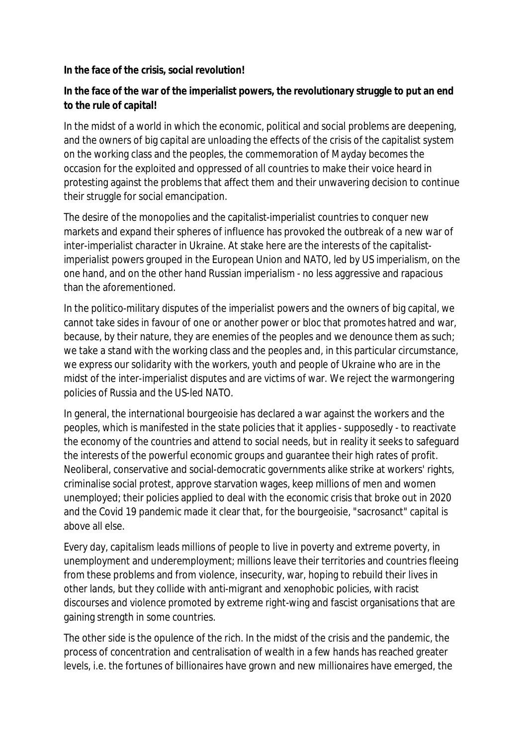**In the face of the crisis, social revolution!**

**In the face of the war of the imperialist powers, the revolutionary struggle to put an end to the rule of capital!**

In the midst of a world in which the economic, political and social problems are deepening, and the owners of big capital are unloading the effects of the crisis of the capitalist system on the working class and the peoples, the commemoration of Mayday becomes the occasion for the exploited and oppressed of all countries to make their voice heard in protesting against the problems that affect them and their unwavering decision to continue their struggle for social emancipation.

The desire of the monopolies and the capitalist-imperialist countries to conquer new markets and expand their spheres of influence has provoked the outbreak of a new war of inter-imperialist character in Ukraine. At stake here are the interests of the capitalist-imperialist powers grouped in the European Union and NATO, led by US imperialism, on the one hand, and on the other hand Russian imperialism - no less aggressive and rapacious than the aforementioned.

In the politico-military disputes of the imperialist powers and the owners of big capital, we cannot take sides in favour of one or another power or bloc that promotes hatred and war, because, by their nature, they are enemies of the peoples and we denounce them as such; we take a stand with the working class and the peoples and, in this particular circumstance, we express our solidarity with the workers, youth and people of Ukraine who are in the midst of the inter-imperialist disputes and are victims of war. We reject the warmongering policies of Russia and the US-led NATO.

In general, the international bourgeoisie has declared a war against the workers and the peoples, which is manifested in the state policies that it applies - supposedly - to reactivate the economy of the countries and attend to social needs, but in reality it seeks to safeguard the interests of the powerful economic groups and guarantee their high rates of profit. Neoliberal, conservative and social-democratic governments alike strike at workers' rights, criminalise social protest, approve starvation wages, keep millions of men and women unemployed; their policies applied to deal with the economic crisis that broke out in 2020 and the Covid 19 pandemic made it clear that, for the bourgeoisie, "sacrosanct" capital is above all else.

Every day, capitalism leads millions of people to live in poverty and extreme poverty, in unemployment and underemployment; millions leave their territories and countries fleeing from these problems and from violence, insecurity, war, hoping to rebuild their lives in other lands, but they collide with anti-migrant and xenophobic policies, with racist discourses and violence promoted by extreme right-wing and fascist organisations that are gaining strength in some countries.

The other side is the opulence of the rich. In the midst of the crisis and the pandemic, the process of concentration and centralisation of wealth in a few hands has reached greater levels, i.e. the fortunes of billionaires have grown and new millionaires have emerged, the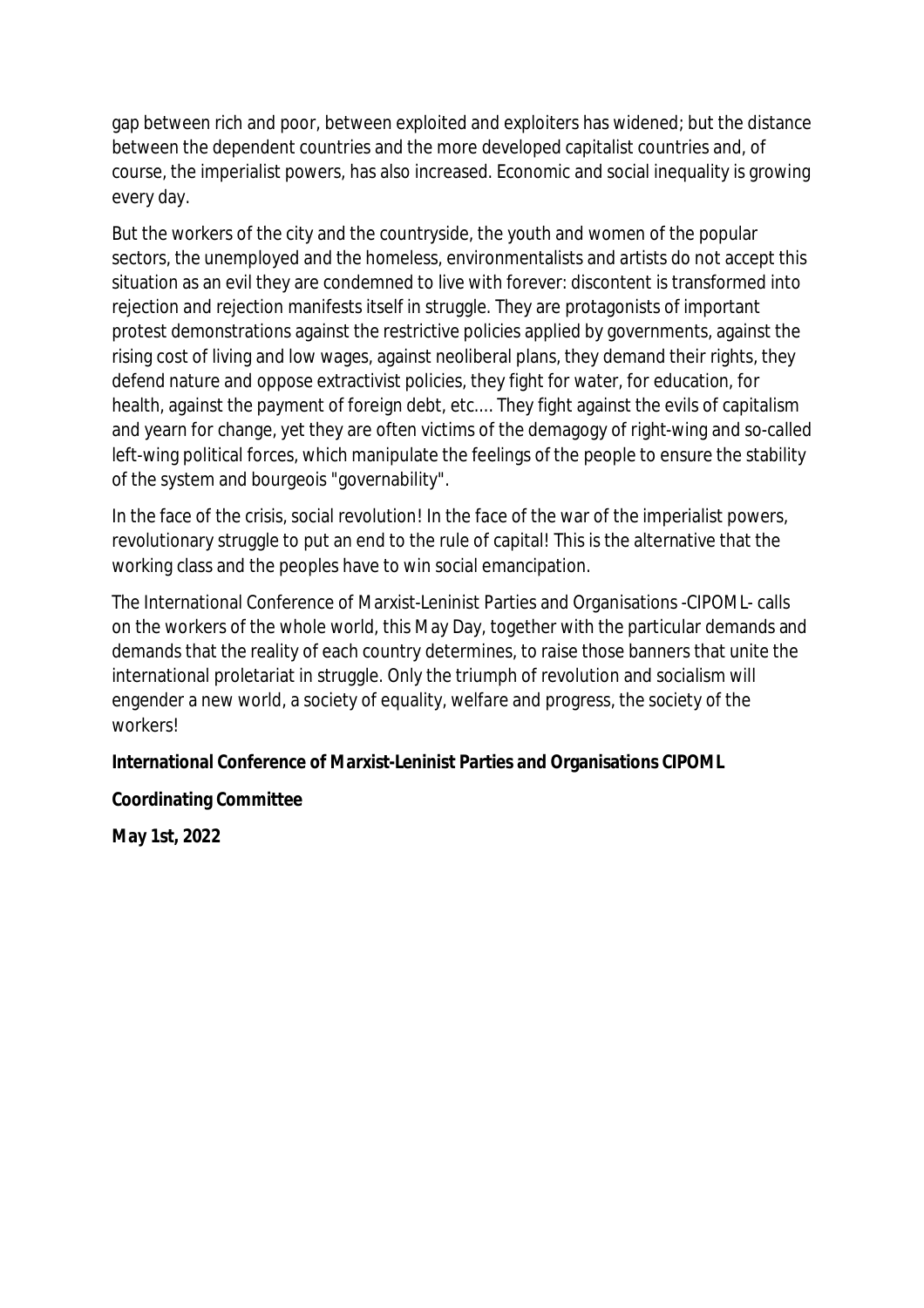gap between rich and poor, between exploited and exploiters has widened; but the distance between the dependent countries and the more developed capitalist countries and, of course, the imperialist powers, has also increased. Economic and social inequality is growing every day.

But the workers of the city and the countryside, the youth and women of the popular sectors, the unemployed and the homeless, environmentalists and artists do not accept this situation as an evil they are condemned to live with forever: discontent is transformed into rejection and rejection manifests itself in struggle. They are protagonists of important protest demonstrations against the restrictive policies applied by governments, against the rising cost of living and low wages, against neoliberal plans, they demand their rights, they defend nature and oppose extractivist policies, they fight for water, for education, for health, against the payment of foreign debt, etc.... They fight against the evils of capitalism and yearn for change, yet they are often victims of the demagogy of right-wing and so-called left-wing political forces, which manipulate the feelings of the people to ensure the stability of the system and bourgeois "governability".

In the face of the crisis, social revolution! In the face of the war of the imperialist powers, revolutionary struggle to put an end to the rule of capital! This is the alternative that the working class and the peoples have to win social emancipation.

The International Conference of Marxist-Leninist Parties and Organisations -CIPOML- calls on the workers of the whole world, this May Day, together with the particular demands and demands that the reality of each country determines, to raise those banners that unite the international proletariat in struggle. Only the triumph of revolution and socialism will engender a new world, a society of equality, welfare and progress, the society of the workers!

**International Conference of Marxist-Leninist Parties and Organisations CIPOML**

**Coordinating Committee**

**May 1st, 2022**